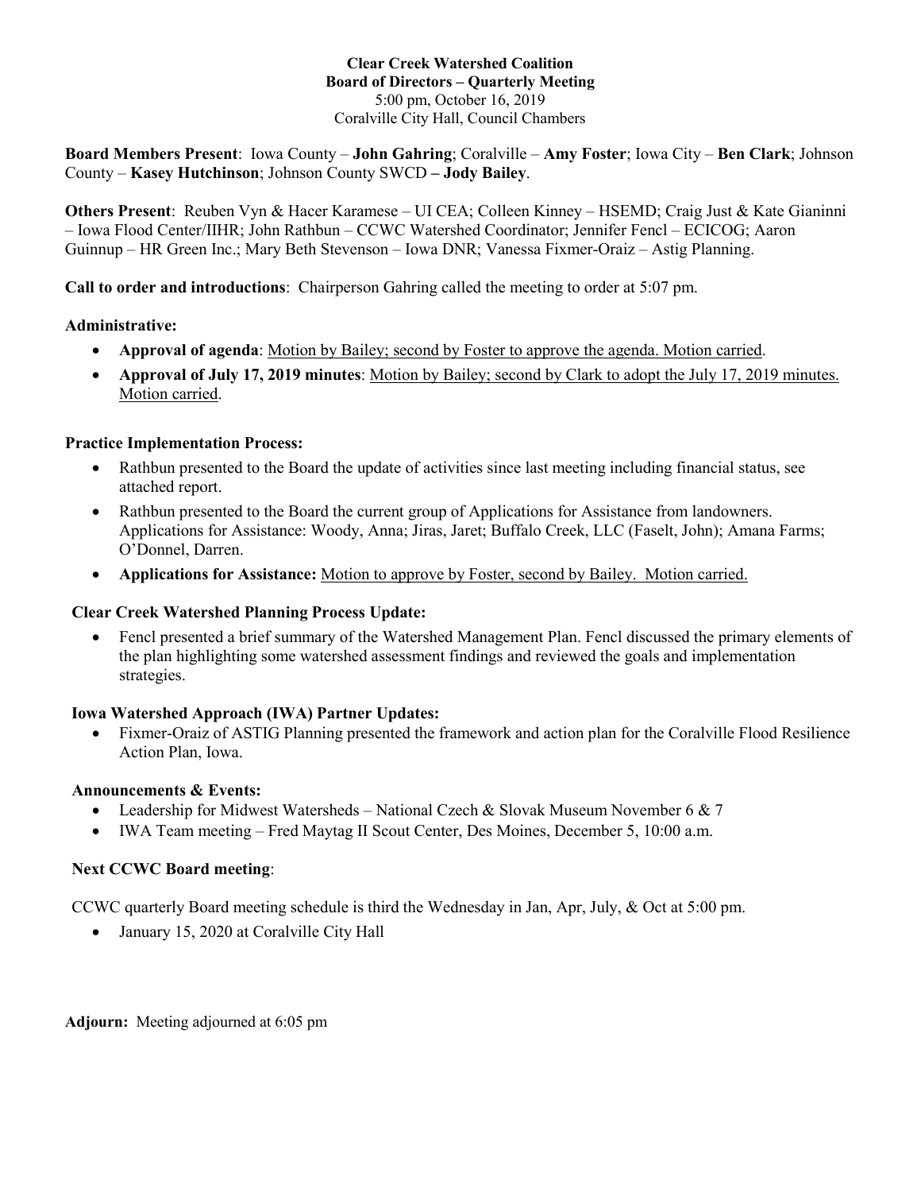**Clear Creek Watershed Coalition**
**Board of Directors – Quarterly Meeting**
5:00 pm, October 16, 2019
Coralville City Hall, Council Chambers

**Board Members Present**: Iowa County – **John Gahring**; Coralville – **Amy Foster**; Iowa City – **Ben Clark**; Johnson County – **Kasey Hutchinson**; Johnson County SWCD **– Jody Bailey**.

**Others Present**: Reuben Vyn & Hacer Karamese – UI CEA; Colleen Kinney – HSEMD; Craig Just & Kate Gianinni – Iowa Flood Center/IIHR; John Rathbun – CCWC Watershed Coordinator; Jennifer Fencl – ECICOG; Aaron Guinnup – HR Green Inc.; Mary Beth Stevenson – Iowa DNR; Vanessa Fixmer-Oraiz – Astig Planning.

**Call to order and introductions**: Chairperson Gahring called the meeting to order at 5:07 pm.

**Administrative:**

- **Approval of agenda**: Motion by Bailey; second by Foster to approve the agenda. Motion carried.
- **Approval of July 17, 2019 minutes**: Motion by Bailey; second by Clark to adopt the July 17, 2019 minutes. Motion carried.

**Practice Implementation Process:**

- Rathbun presented to the Board the update of activities since last meeting including financial status, see attached report.
- Rathbun presented to the Board the current group of Applications for Assistance from landowners. Applications for Assistance: Woody, Anna; Jiras, Jaret; Buffalo Creek, LLC (Faselt, John); Amana Farms; O'Donnel, Darren.
- **Applications for Assistance:** Motion to approve by Foster, second by Bailey. Motion carried.

**Clear Creek Watershed Planning Process Update:**

- Fencl presented a brief summary of the Watershed Management Plan. Fencl discussed the primary elements of the plan highlighting some watershed assessment findings and reviewed the goals and implementation strategies.

**Iowa Watershed Approach (IWA) Partner Updates:**

- Fixmer-Oraiz of ASTIG Planning presented the framework and action plan for the Coralville Flood Resilience Action Plan, Iowa.

**Announcements & Events:**

- Leadership for Midwest Watersheds – National Czech & Slovak Museum November 6 & 7
- IWA Team meeting – Fred Maytag II Scout Center, Des Moines, December 5, 10:00 a.m.

**Next CCWC Board meeting**:

CCWC quarterly Board meeting schedule is third the Wednesday in Jan, Apr, July, & Oct at 5:00 pm.

- January 15, 2020 at Coralville City Hall

**Adjourn:** Meeting adjourned at 6:05 pm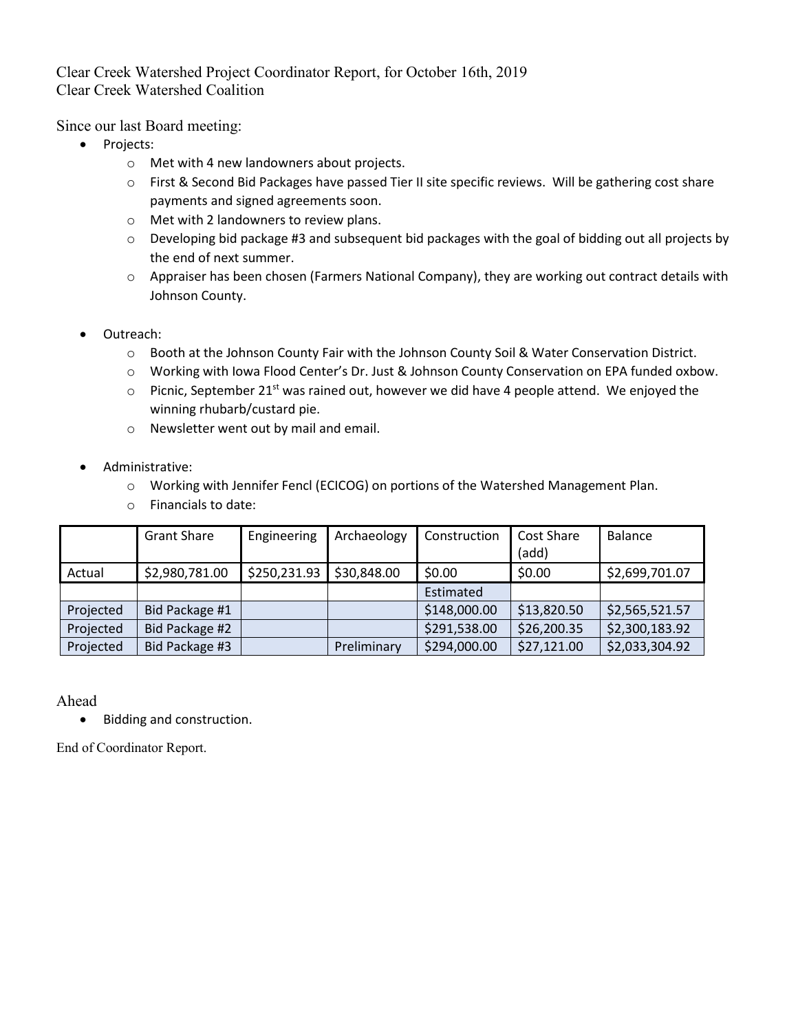Clear Creek Watershed Project Coordinator Report, for October 16th, 2019
Clear Creek Watershed Coalition

Since our last Board meeting:

- Projects:
  - Met with 4 new landowners about projects.
  - First & Second Bid Packages have passed Tier II site specific reviews. Will be gathering cost share payments and signed agreements soon.
  - Met with 2 landowners to review plans.
  - Developing bid package #3 and subsequent bid packages with the goal of bidding out all projects by the end of next summer.
  - Appraiser has been chosen (Farmers National Company), they are working out contract details with Johnson County.

- Outreach:
  - Booth at the Johnson County Fair with the Johnson County Soil & Water Conservation District.
  - Working with Iowa Flood Center's Dr. Just & Johnson County Conservation on EPA funded oxbow.
  - Picnic, September 21st was rained out, however we did have 4 people attend. We enjoyed the winning rhubarb/custard pie.
  - Newsletter went out by mail and email.

- Administrative:
  - Working with Jennifer Fencl (ECICOG) on portions of the Watershed Management Plan.
  - Financials to date:

| | Grant Share | Engineering | Archaeology | Construction | Cost Share (add) | Balance |
|---|---|---|---|---|---|---|
| Actual | $2,980,781.00 | $250,231.93 | $30,848.00 | $0.00 | $0.00 | $2,699,701.07 |
| | | | | Estimated | | |
| Projected | Bid Package #1 | | | $148,000.00 | $13,820.50 | $2,565,521.57 |
| Projected | Bid Package #2 | | | $291,538.00 | $26,200.35 | $2,300,183.92 |
| Projected | Bid Package #3 | | Preliminary | $294,000.00 | $27,121.00 | $2,033,304.92 |

Ahead

- Bidding and construction.

End of Coordinator Report.